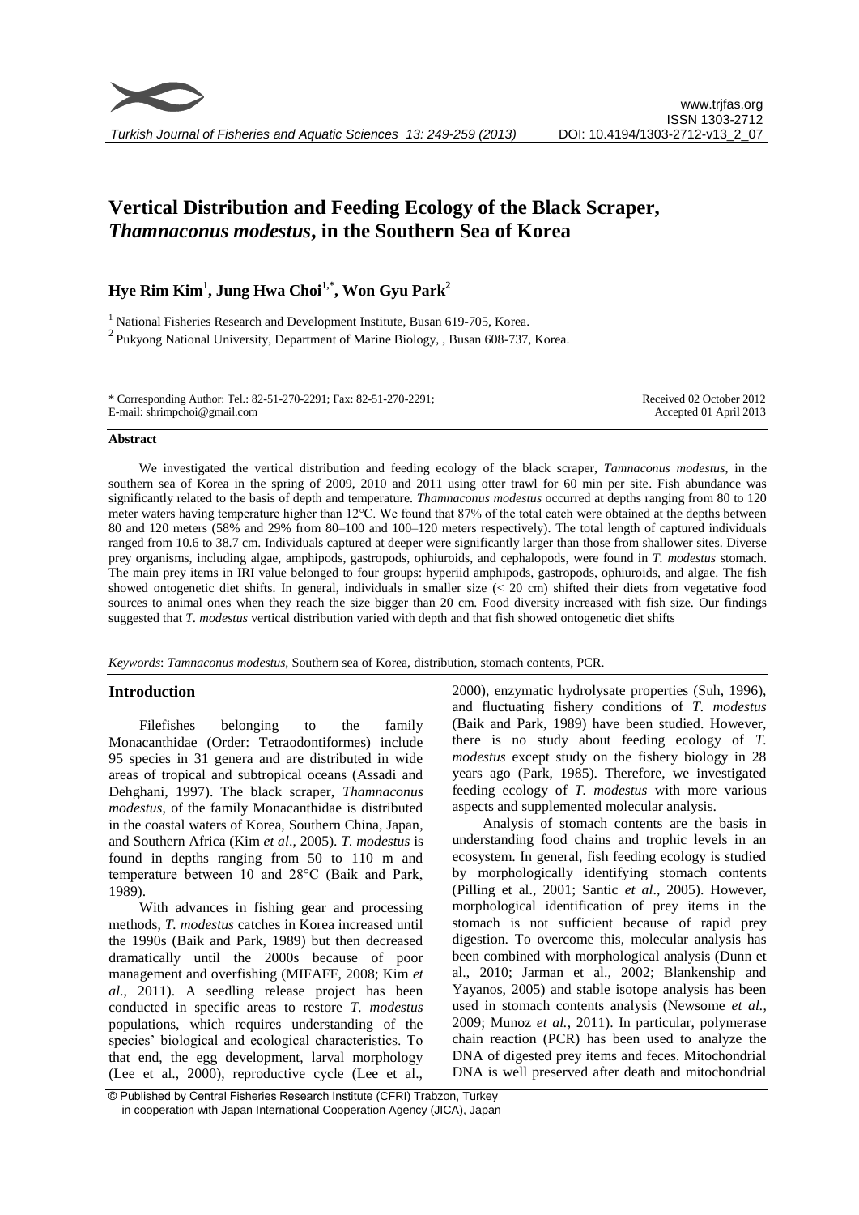# Vertical Distribution and Feeding Ecology of the Black Scraper, *Thamnaconus modestus*, in the Southern Sea of Korea

**Hye Rim Kim[1], Jung Hwa Choi[1,*], Won Gyu Park[2]**

[1] National Fisheries Research and Development Institute, Busan 619-705, Korea.

[2] Pukyong National University, Department of Marine Biology, , Busan 608-737, Korea.

\* Corresponding Author: Tel.: 82-51-270-2291; Fax: 82-51-270-2291;
E-mail: shrimpchoi@gmail.com

Received 02 October 2012
Accepted 01 April 2013

## Abstract

We investigated the vertical distribution and feeding ecology of the black scraper, *Tamnaconus modestus*, in the southern sea of Korea in the spring of 2009, 2010 and 2011 using otter trawl for 60 min per site. Fish abundance was significantly related to the basis of depth and temperature. *Thamnaconus modestus* occurred at depths ranging from 80 to 120 meter waters having temperature higher than 12°C. We found that 87% of the total catch were obtained at the depths between 80 and 120 meters (58% and 29% from 80–100 and 100–120 meters respectively). The total length of captured individuals ranged from 10.6 to 38.7 cm. Individuals captured at deeper were significantly larger than those from shallower sites. Diverse prey organisms, including algae, amphipods, gastropods, ophiuroids, and cephalopods, were found in *T. modestus* stomach. The main prey items in IRI value belonged to four groups: hyperiid amphipods, gastropods, ophiuroids, and algae. The fish showed ontogenetic diet shifts. In general, individuals in smaller size (< 20 cm) shifted their diets from vegetative food sources to animal ones when they reach the size bigger than 20 cm. Food diversity increased with fish size. Our findings suggested that *T. modestus* vertical distribution varied with depth and that fish showed ontogenetic diet shifts

*Keywords*: *Tamnaconus modestus*, Southern sea of Korea, distribution, stomach contents, PCR.

## Introduction

Filefishes belonging to the family Monacanthidae (Order: Tetraodontiformes) include 95 species in 31 genera and are distributed in wide areas of tropical and subtropical oceans (Assadi and Dehghani, 1997). The black scraper, *Thamnaconus modestus*, of the family Monacanthidae is distributed in the coastal waters of Korea, Southern China, Japan, and Southern Africa (Kim *et al*., 2005). *T. modestus* is found in depths ranging from 50 to 110 m and temperature between 10 and 28°C (Baik and Park, 1989).

With advances in fishing gear and processing methods, *T. modestus* catches in Korea increased until the 1990s (Baik and Park, 1989) but then decreased dramatically until the 2000s because of poor management and overfishing (MIFAFF, 2008; Kim *et al*., 2011). A seedling release project has been conducted in specific areas to restore *T. modestus* populations, which requires understanding of the species' biological and ecological characteristics. To that end, the egg development, larval morphology (Lee et al., 2000), reproductive cycle (Lee et al., 2000), enzymatic hydrolysate properties (Suh, 1996), and fluctuating fishery conditions of *T. modestus* (Baik and Park, 1989) have been studied. However, there is no study about feeding ecology of *T. modestus* except study on the fishery biology in 28 years ago (Park, 1985). Therefore, we investigated feeding ecology of *T. modestus* with more various aspects and supplemented molecular analysis.

Analysis of stomach contents are the basis in understanding food chains and trophic levels in an ecosystem. In general, fish feeding ecology is studied by morphologically identifying stomach contents (Pilling et al., 2001; Santic *et al*., 2005). However, morphological identification of prey items in the stomach is not sufficient because of rapid prey digestion. To overcome this, molecular analysis has been combined with morphological analysis (Dunn et al., 2010; Jarman et al., 2002; Blankenship and Yayanos, 2005) and stable isotope analysis has been used in stomach contents analysis (Newsome *et al.*, 2009; Munoz *et al.*, 2011). In particular, polymerase chain reaction (PCR) has been used to analyze the DNA of digested prey items and feces. Mitochondrial DNA is well preserved after death and mitochondrial

© Published by Central Fisheries Research Institute (CFRI) Trabzon, Turkey
in cooperation with Japan International Cooperation Agency (JICA), Japan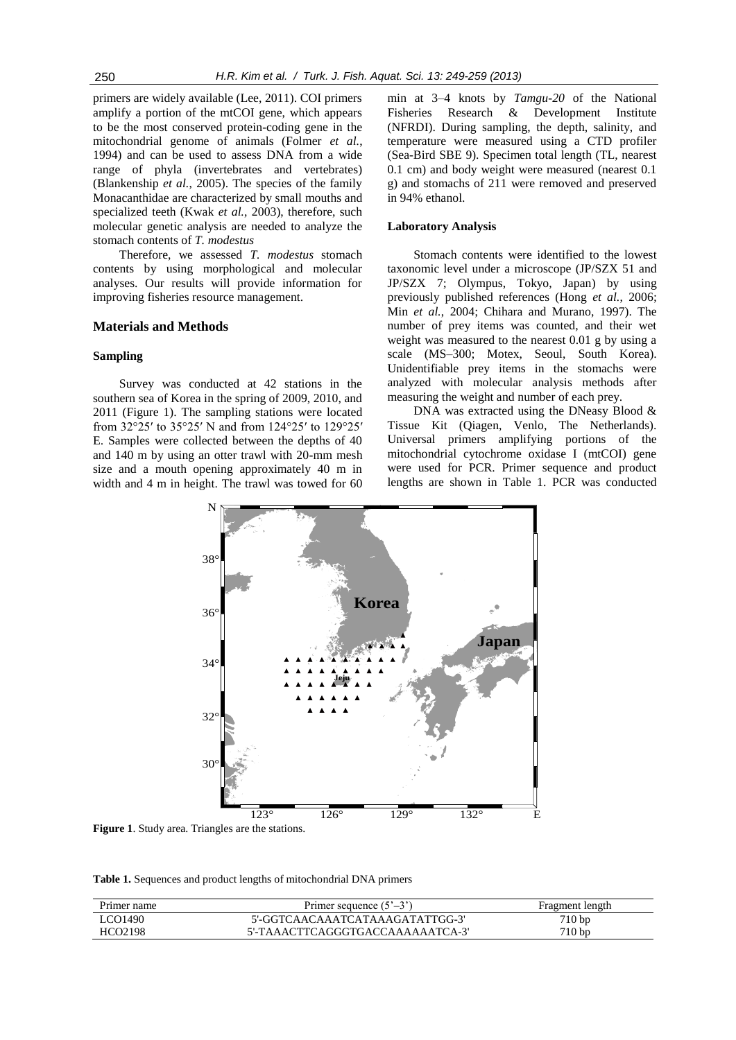primers are widely available (Lee, 2011). COI primers amplify a portion of the mtCOI gene, which appears to be the most conserved protein-coding gene in the mitochondrial genome of animals (Folmer *et al.*, 1994) and can be used to assess DNA from a wide range of phyla (invertebrates and vertebrates) (Blankenship *et al.*, 2005). The species of the family Monacanthidae are characterized by small mouths and specialized teeth (Kwak *et al.*, 2003), therefore, such molecular genetic analysis are needed to analyze the stomach contents of *T. modestus*

Therefore, we assessed *T. modestus* stomach contents by using morphological and molecular analyses. Our results will provide information for improving fisheries resource management.

## Materials and Methods

### Sampling

Survey was conducted at 42 stations in the southern sea of Korea in the spring of 2009, 2010, and 2011 (Figure 1). The sampling stations were located from 32°25′ to 35°25′ N and from 124°25′ to 129°25′ E. Samples were collected between the depths of 40 and 140 m by using an otter trawl with 20-mm mesh size and a mouth opening approximately 40 m in width and 4 m in height. The trawl was towed for 60 min at 3–4 knots by *Tamgu-20* of the National Fisheries Research & Development Institute (NFRDI). During sampling, the depth, salinity, and temperature were measured using a CTD profiler (Sea-Bird SBE 9). Specimen total length (TL, nearest 0.1 cm) and body weight were measured (nearest 0.1 g) and stomachs of 211 were removed and preserved in 94% ethanol.

### Laboratory Analysis

Stomach contents were identified to the lowest taxonomic level under a microscope (JP/SZX 51 and JP/SZX 7; Olympus, Tokyo, Japan) by using previously published references (Hong *et al.*, 2006; Min *et al.*, 2004; Chihara and Murano, 1997). The number of prey items was counted, and their wet weight was measured to the nearest 0.01 g by using a scale (MS–300; Motex, Seoul, South Korea). Unidentifiable prey items in the stomachs were analyzed with molecular analysis methods after measuring the weight and number of each prey.

DNA was extracted using the DNeasy Blood & Tissue Kit (Qiagen, Venlo, The Netherlands). Universal primers amplifying portions of the mitochondrial cytochrome oxidase I (mtCOI) gene were used for PCR. Primer sequence and product lengths are shown in Table 1. PCR was conducted

**Figure 1**. Study area. Triangles are the stations.

**Table 1.** Sequences and product lengths of mitochondrial DNA primers

| Primer name | Primer sequence (5'–3') | Fragment length |
|---|---|---|
| LCO1490 | 5'-GGTCAACAAATCATAAAGATATTGG-3' | 710 bp |
| HCO2198 | 5'-TAAACTTCAGGGTGACCAAAAAATCA-3' | 710 bp |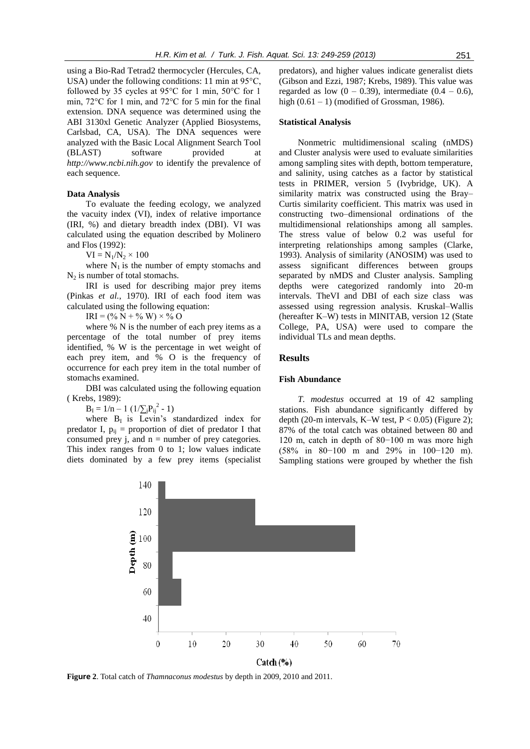using a Bio-Rad Tetrad2 thermocycler (Hercules, CA, USA) under the following conditions: 11 min at 95°C, followed by 35 cycles at 95°C for 1 min, 50°C for 1 min, 72°C for 1 min, and 72°C for 5 min for the final extension. DNA sequence was determined using the ABI 3130xl Genetic Analyzer (Applied Biosystems, Carlsbad, CA, USA). The DNA sequences were analyzed with the Basic Local Alignment Search Tool (BLAST) software provided at *http://www.ncbi.nih.gov* to identify the prevalence of each sequence.

#### Data Analysis

To evaluate the feeding ecology, we analyzed the vacuity index (VI), index of relative importance (IRI, %) and dietary breadth index (DBI). VI was calculated using the equation described by Molinero and Flos (1992):

$$VI = N_1/N_2 \times 100$$

where $N_1$ is the number of empty stomachs and $N_2$ is number of total stomachs.

IRI is used for describing major prey items (Pinkas *et al.*, 1970). IRI of each food item was calculated using the following equation:

$$IRI = (\% N + \% W) \times \% O$$

where % N is the number of each prey items as a percentage of the total number of prey items identified, % W is the percentage in wet weight of each prey item, and % O is the frequency of occurrence for each prey item in the total number of stomachs examined.

DBI was calculated using the following equation ( Krebs, 1989):

$$B_I = 1/n - 1\ (1/\sum_j P_{ij}^2 - 1)$$

where $B_I$ is Levin's standardized index for predator I, $p_{ij}$ = proportion of diet of predator I that consumed prey j, and n = number of prey categories. This index ranges from 0 to 1; low values indicate diets dominated by a few prey items (specialist predators), and higher values indicate generalist diets (Gibson and Ezzi, 1987; Krebs, 1989). This value was regarded as low (0 – 0.39), intermediate (0.4 – 0.6), high (0.61 – 1) (modified of Grossman, 1986).

#### Statistical Analysis

Nonmetric multidimensional scaling (nMDS) and Cluster analysis were used to evaluate similarities among sampling sites with depth, bottom temperature, and salinity, using catches as a factor by statistical tests in PRIMER, version 5 (Ivybridge, UK). A similarity matrix was constructed using the Bray–Curtis similarity coefficient. This matrix was used in constructing two–dimensional ordinations of the multidimensional relationships among all samples. The stress value of below 0.2 was useful for interpreting relationships among samples (Clarke, 1993). Analysis of similarity (ANOSIM) was used to assess significant differences between groups separated by nMDS and Cluster analysis. Sampling depths were categorized randomly into 20-m intervals. TheVI and DBI of each size class was assessed using regression analysis. Kruskal–Wallis (hereafter K–W) tests in MINITAB, version 12 (State College, PA, USA) were used to compare the individual TLs and mean depths.

## Results

#### Fish Abundance

*T. modestus* occurred at 19 of 42 sampling stations. Fish abundance significantly differed by depth (20-m intervals, K–W test, $P < 0.05$) (Figure 2); 87% of the total catch was obtained between 80 and 120 m, catch in depth of 80−100 m was more high (58% in 80−100 m and 29% in 100−120 m). Sampling stations were grouped by whether the fish

**Figure 2**. Total catch of *Thamnaconus modestus* by depth in 2009, 2010 and 2011.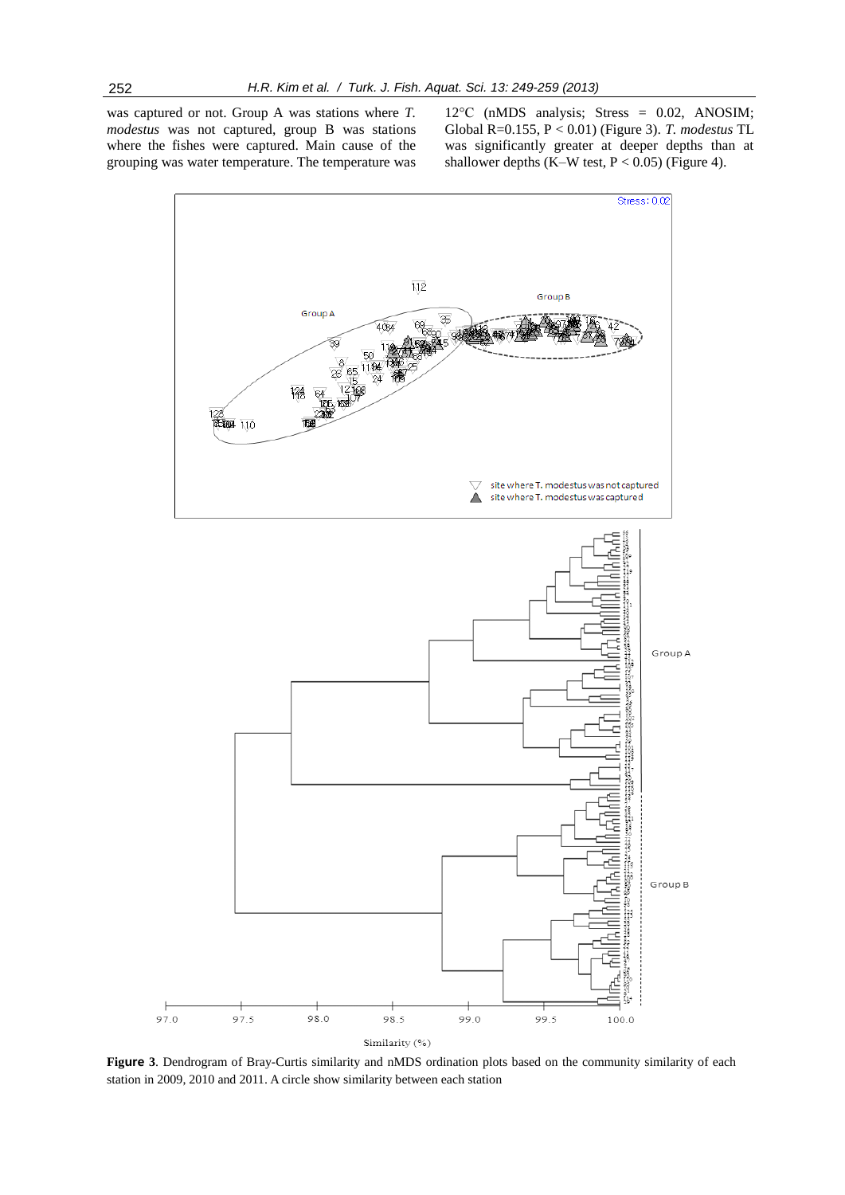was captured or not. Group A was stations where *T. modestus* was not captured, group B was stations where the fishes were captured. Main cause of the grouping was water temperature. The temperature was 12°C (nMDS analysis; Stress = 0.02, ANOSIM; Global R=0.155, $P < 0.01$) (Figure 3). *T. modestus* TL was significantly greater at deeper depths than at shallower depths (K–W test, $P < 0.05$) (Figure 4).

**Figure 3**. Dendrogram of Bray-Curtis similarity and nMDS ordination plots based on the community similarity of each station in 2009, 2010 and 2011. A circle show similarity between each station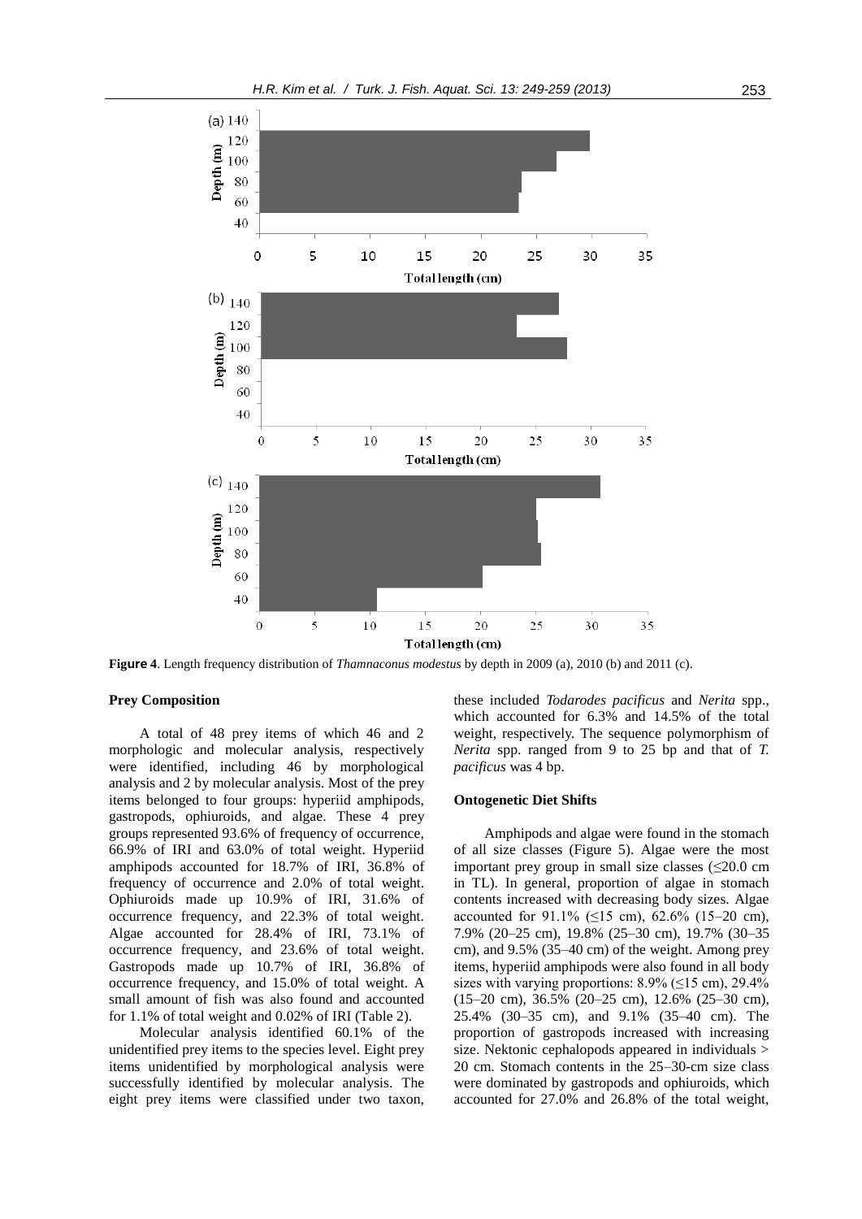**Figure 4**. Length frequency distribution of *Thamnaconus modestus* by depth in 2009 (a), 2010 (b) and 2011 (c).

### Prey Composition

A total of 48 prey items of which 46 and 2 morphologic and molecular analysis, respectively were identified, including 46 by morphological analysis and 2 by molecular analysis. Most of the prey items belonged to four groups: hyperiid amphipods, gastropods, ophiuroids, and algae. These 4 prey groups represented 93.6% of frequency of occurrence, 66.9% of IRI and 63.0% of total weight. Hyperiid amphipods accounted for 18.7% of IRI, 36.8% of frequency of occurrence and 2.0% of total weight. Ophiuroids made up 10.9% of IRI, 31.6% of occurrence frequency, and 22.3% of total weight. Algae accounted for 28.4% of IRI, 73.1% of occurrence frequency, and 23.6% of total weight. Gastropods made up 10.7% of IRI, 36.8% of occurrence frequency, and 15.0% of total weight. A small amount of fish was also found and accounted for 1.1% of total weight and 0.02% of IRI (Table 2).

Molecular analysis identified 60.1% of the unidentified prey items to the species level. Eight prey items unidentified by morphological analysis were successfully identified by molecular analysis. The eight prey items were classified under two taxon, these included *Todarodes pacificus* and *Nerita* spp., which accounted for 6.3% and 14.5% of the total weight, respectively. The sequence polymorphism of *Nerita* spp. ranged from 9 to 25 bp and that of *T. pacificus* was 4 bp.

### Ontogenetic Diet Shifts

Amphipods and algae were found in the stomach of all size classes (Figure 5). Algae were the most important prey group in small size classes (≤20.0 cm in TL). In general, proportion of algae in stomach contents increased with decreasing body sizes. Algae accounted for 91.1% (≤15 cm), 62.6% (15–20 cm), 7.9% (20–25 cm), 19.8% (25–30 cm), 19.7% (30–35 cm), and 9.5% (35–40 cm) of the weight. Among prey items, hyperiid amphipods were also found in all body sizes with varying proportions: 8.9% (≤15 cm), 29.4% (15–20 cm), 36.5% (20–25 cm), 12.6% (25–30 cm), 25.4% (30–35 cm), and 9.1% (35–40 cm). The proportion of gastropods increased with increasing size. Nektonic cephalopods appeared in individuals > 20 cm. Stomach contents in the 25–30-cm size class were dominated by gastropods and ophiuroids, which accounted for 27.0% and 26.8% of the total weight,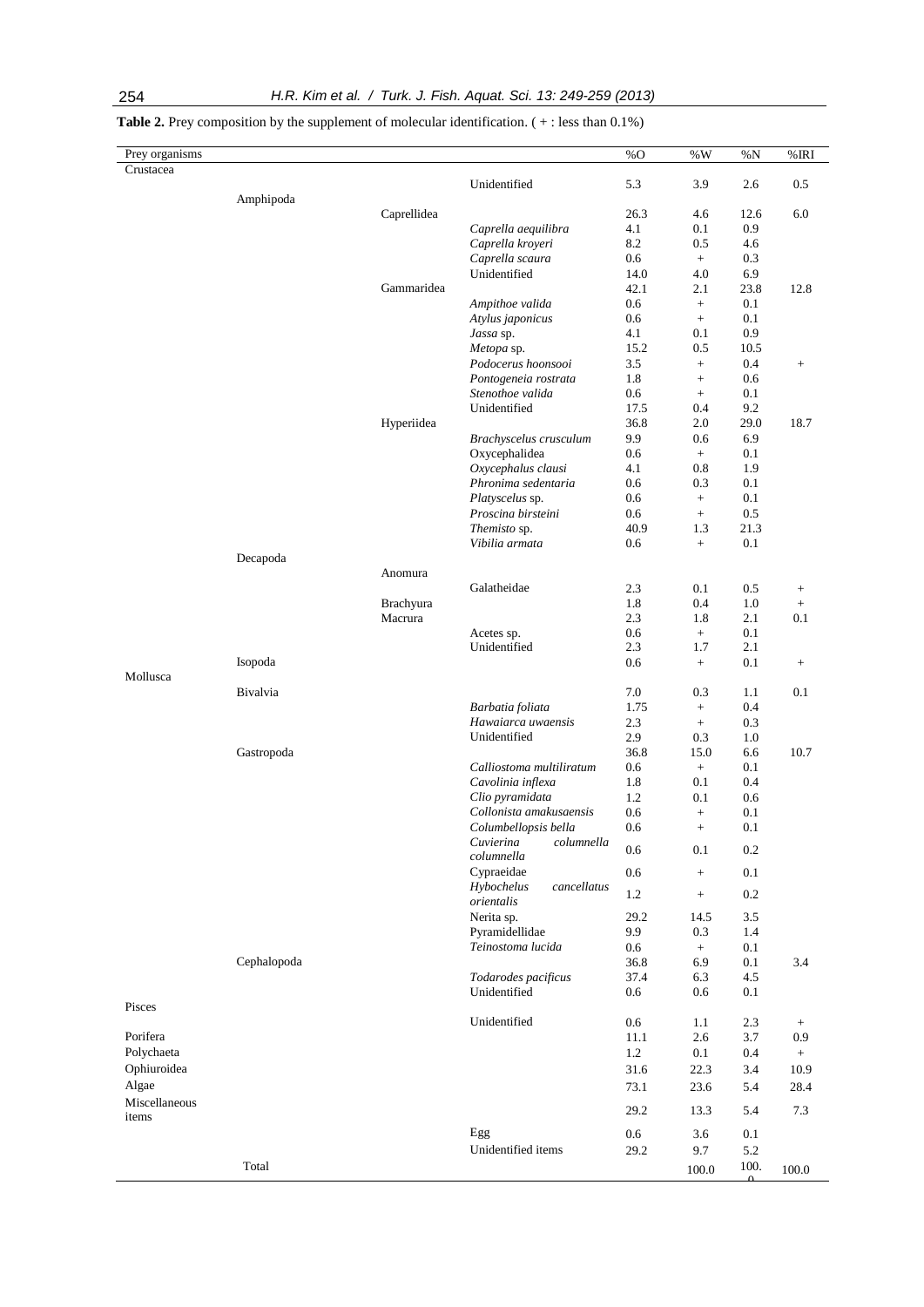**Table 2.** Prey composition by the supplement of molecular identification. ( + : less than 0.1%)

| Prey organisms | | | | %O | %W | %N | %IRI |
|---|---|---|---|---|---|---|---|
| Crustacea | | | | | | | |
| | | | Unidentified | 5.3 | 3.9 | 2.6 | 0.5 |
| | Amphipoda | | | | | | |
| | | Caprellidea | | 26.3 | 4.6 | 12.6 | 6.0 |
| | | | *Caprella aequilibra* | 4.1 | 0.1 | 0.9 | |
| | | | *Caprella kroyeri* | 8.2 | 0.5 | 4.6 | |
| | | | *Caprella scaura* | 0.6 | + | 0.3 | |
| | | | Unidentified | 14.0 | 4.0 | 6.9 | |
| | | Gammaridea | | 42.1 | 2.1 | 23.8 | 12.8 |
| | | | *Ampithoe valida* | 0.6 | + | 0.1 | |
| | | | *Atylus japonicus* | 0.6 | + | 0.1 | |
| | | | *Jassa* sp. | 4.1 | 0.1 | 0.9 | |
| | | | *Metopa* sp. | 15.2 | 0.5 | 10.5 | |
| | | | *Podocerus hoonsooi* | 3.5 | + | 0.4 | + |
| | | | *Pontogeneia rostrata* | 1.8 | + | 0.6 | |
| | | | *Stenothoe valida* | 0.6 | + | 0.1 | |
| | | | Unidentified | 17.5 | 0.4 | 9.2 | |
| | | Hyperiidea | | 36.8 | 2.0 | 29.0 | 18.7 |
| | | | *Brachyscelus crusculum* | 9.9 | 0.6 | 6.9 | |
| | | | Oxycephalidea | 0.6 | + | 0.1 | |
| | | | *Oxycephalus clausi* | 4.1 | 0.8 | 1.9 | |
| | | | *Phronima sedentaria* | 0.6 | 0.3 | 0.1 | |
| | | | *Platyscelus* sp. | 0.6 | + | 0.1 | |
| | | | *Proscina birsteini* | 0.6 | + | 0.5 | |
| | | | *Themisto* sp. | 40.9 | 1.3 | 21.3 | |
| | | | *Vibilia armata* | 0.6 | + | 0.1 | |
| | Decapoda | | | | | | |
| | | Anomura | | | | | |
| | | | Galatheidae | 2.3 | 0.1 | 0.5 | + |
| | | Brachyura | | 1.8 | 0.4 | 1.0 | + |
| | | Macrura | | 2.3 | 1.8 | 2.1 | 0.1 |
| | | | Acetes sp. | 0.6 | + | 0.1 | |
| | | | Unidentified | 2.3 | 1.7 | 2.1 | |
| | Isopoda | | | 0.6 | + | 0.1 | + |
| Mollusca | | | | | | | |
| | Bivalvia | | | 7.0 | 0.3 | 1.1 | 0.1 |
| | | | *Barbatia foliata* | 1.75 | + | 0.4 | |
| | | | *Hawaiarca uwaensis* | 2.3 | + | 0.3 | |
| | | | Unidentified | 2.9 | 0.3 | 1.0 | |
| | Gastropoda | | | 36.8 | 15.0 | 6.6 | 10.7 |
| | | | *Calliostoma multiliratum* | 0.6 | + | 0.1 | |
| | | | *Cavolinia inflexa* | 1.8 | 0.1 | 0.4 | |
| | | | *Clio pyramidata* | 1.2 | 0.1 | 0.6 | |
| | | | *Collonista amakusaensis* | 0.6 | + | 0.1 | |
| | | | *Columbellopsis bella* | 0.6 | + | 0.1 | |
| | | | *Cuvierina columnella columnella* | 0.6 | 0.1 | 0.2 | |
| | | | Cypraeidae | 0.6 | + | 0.1 | |
| | | | *Hybochelus cancellatus orientalis* | 1.2 | + | 0.2 | |
| | | | Nerita sp. | 29.2 | 14.5 | 3.5 | |
| | | | Pyramidellidae | 9.9 | 0.3 | 1.4 | |
| | | | *Teinostoma lucida* | 0.6 | + | 0.1 | |
| | Cephalopoda | | | 36.8 | 6.9 | 0.1 | 3.4 |
| | | | *Todarodes pacificus* | 37.4 | 6.3 | 4.5 | |
| | | | Unidentified | 0.6 | 0.6 | 0.1 | |
| Pisces | | | | | | | |
| | | | Unidentified | 0.6 | 1.1 | 2.3 | + |
| Porifera | | | | 11.1 | 2.6 | 3.7 | 0.9 |
| Polychaeta | | | | 1.2 | 0.1 | 0.4 | + |
| Ophiuroidea | | | | 31.6 | 22.3 | 3.4 | 10.9 |
| Algae | | | | 73.1 | 23.6 | 5.4 | 28.4 |
| Miscellaneous items | | | | 29.2 | 13.3 | 5.4 | 7.3 |
| | | | Egg | 0.6 | 3.6 | 0.1 | |
| | | | Unidentified items | 29.2 | 9.7 | 5.2 | |
| | Total | | | | 100.0 | 100.0 | 100.0 |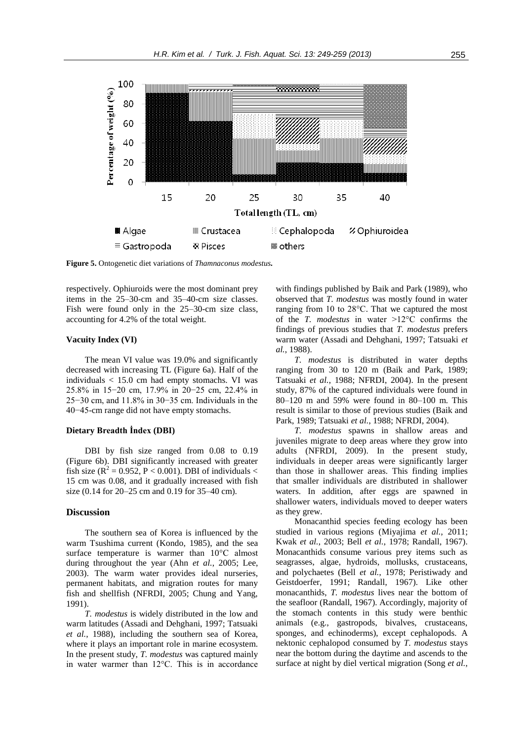**Figure 5.** Ontogenetic diet variations of *Thamnaconus modestus.*

respectively. Ophiuroids were the most dominant prey items in the 25–30-cm and 35–40-cm size classes. Fish were found only in the 25–30-cm size class, accounting for 4.2% of the total weight.

### Vacuity Index (VI)

The mean VI value was 19.0% and significantly decreased with increasing TL (Figure 6a). Half of the individuals < 15.0 cm had empty stomachs. VI was 25.8% in 15−20 cm, 17.9% in 20−25 cm, 22.4% in 25−30 cm, and 11.8% in 30−35 cm. Individuals in the 40−45-cm range did not have empty stomachs.

### Dietary Breadth İndex (DBI)

DBI by fish size ranged from 0.08 to 0.19 (Figure 6b). DBI significantly increased with greater fish size ($R^2 = 0.952$, $P < 0.001$). DBI of individuals < 15 cm was 0.08, and it gradually increased with fish size (0.14 for 20–25 cm and 0.19 for 35–40 cm).

## Discussion

The southern sea of Korea is influenced by the warm Tsushima current (Kondo, 1985), and the sea surface temperature is warmer than 10°C almost during throughout the year (Ahn *et al.*, 2005; Lee, 2003). The warm water provides ideal nurseries, permanent habitats, and migration routes for many fish and shellfish (NFRDI, 2005; Chung and Yang, 1991).

*T. modestus* is widely distributed in the low and warm latitudes (Assadi and Dehghani, 1997; Tatsuaki *et al.*, 1988), including the southern sea of Korea, where it plays an important role in marine ecosystem. In the present study, *T. modestus* was captured mainly in water warmer than 12°C. This is in accordance with findings published by Baik and Park (1989), who observed that *T. modestus* was mostly found in water ranging from 10 to 28°C. That we captured the most of the *T. modestus* in water >12°C confirms the findings of previous studies that *T. modestus* prefers warm water (Assadi and Dehghani, 1997; Tatsuaki *et al.*, 1988).

*T. modestus* is distributed in water depths ranging from 30 to 120 m (Baik and Park, 1989; Tatsuaki *et al.*, 1988; NFRDI, 2004). In the present study, 87% of the captured individuals were found in 80–120 m and 59% were found in 80–100 m. This result is similar to those of previous studies (Baik and Park, 1989; Tatsuaki *et al.*, 1988; NFRDI, 2004).

*T. modestus* spawns in shallow areas and juveniles migrate to deep areas where they grow into adults (NFRDI, 2009). In the present study, individuals in deeper areas were significantly larger than those in shallower areas. This finding implies that smaller individuals are distributed in shallower waters. In addition, after eggs are spawned in shallower waters, individuals moved to deeper waters as they grew.

Monacanthid species feeding ecology has been studied in various regions (Miyajima *et al.*, 2011; Kwak *et al.*, 2003; Bell *et al.*, 1978; Randall, 1967). Monacanthids consume various prey items such as seagrasses, algae, hydroids, mollusks, crustaceans, and polychaetes (Bell *et al.*, 1978; Peristiwady and Geistdoerfer, 1991; Randall, 1967). Like other monacanthids, *T. modestus* lives near the bottom of the seafloor (Randall, 1967). Accordingly, majority of the stomach contents in this study were benthic animals (e.g., gastropods, bivalves, crustaceans, sponges, and echinoderms), except cephalopods. A nektonic cephalopod consumed by *T. modestus* stays near the bottom during the daytime and ascends to the surface at night by diel vertical migration (Song *et al.*,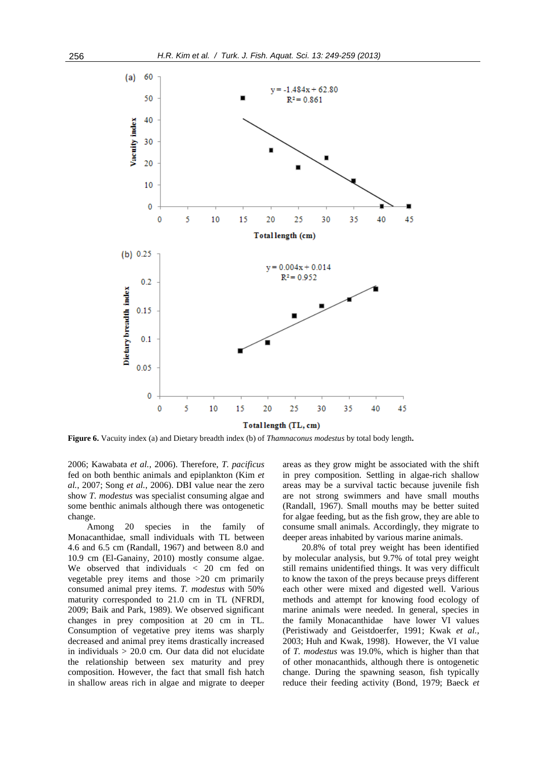Figure 6. Vacuity index (a) and Dietary breadth index (b) of *Thamnaconus modestus* by total body length.

2006; Kawabata *et al.*, 2006). Therefore, *T. pacificus* fed on both benthic animals and epiplankton (Kim *et al.*, 2007; Song *et al.*, 2006). DBI value near the zero show *T. modestus* was specialist consuming algae and some benthic animals although there was ontogenetic change.

Among 20 species in the family of Monacanthidae, small individuals with TL between 4.6 and 6.5 cm (Randall, 1967) and between 8.0 and 10.9 cm (El-Ganainy, 2010) mostly consume algae. We observed that individuals < 20 cm fed on vegetable prey items and those >20 cm primarily consumed animal prey items. *T. modestus* with 50% maturity corresponded to 21.0 cm in TL (NFRDI, 2009; Baik and Park, 1989). We observed significant changes in prey composition at 20 cm in TL. Consumption of vegetative prey items was sharply decreased and animal prey items drastically increased in individuals > 20.0 cm. Our data did not elucidate the relationship between sex maturity and prey composition. However, the fact that small fish hatch in shallow areas rich in algae and migrate to deeper areas as they grow might be associated with the shift in prey composition. Settling in algae-rich shallow areas may be a survival tactic because juvenile fish are not strong swimmers and have small mouths (Randall, 1967). Small mouths may be better suited for algae feeding, but as the fish grow, they are able to consume small animals. Accordingly, they migrate to deeper areas inhabited by various marine animals.

20.8% of total prey weight has been identified by molecular analysis, but 9.7% of total prey weight still remains unidentified things. It was very difficult to know the taxon of the preys because preys different each other were mixed and digested well. Various methods and attempt for knowing food ecology of marine animals were needed. In general, species in the family Monacanthidae have lower VI values (Peristiwady and Geistdoerfer, 1991; Kwak *et al.*, 2003; Huh and Kwak, 1998). However, the VI value of *T. modestus* was 19.0%, which is higher than that of other monacanthids, although there is ontogenetic change. During the spawning season, fish typically reduce their feeding activity (Bond, 1979; Baeck *et*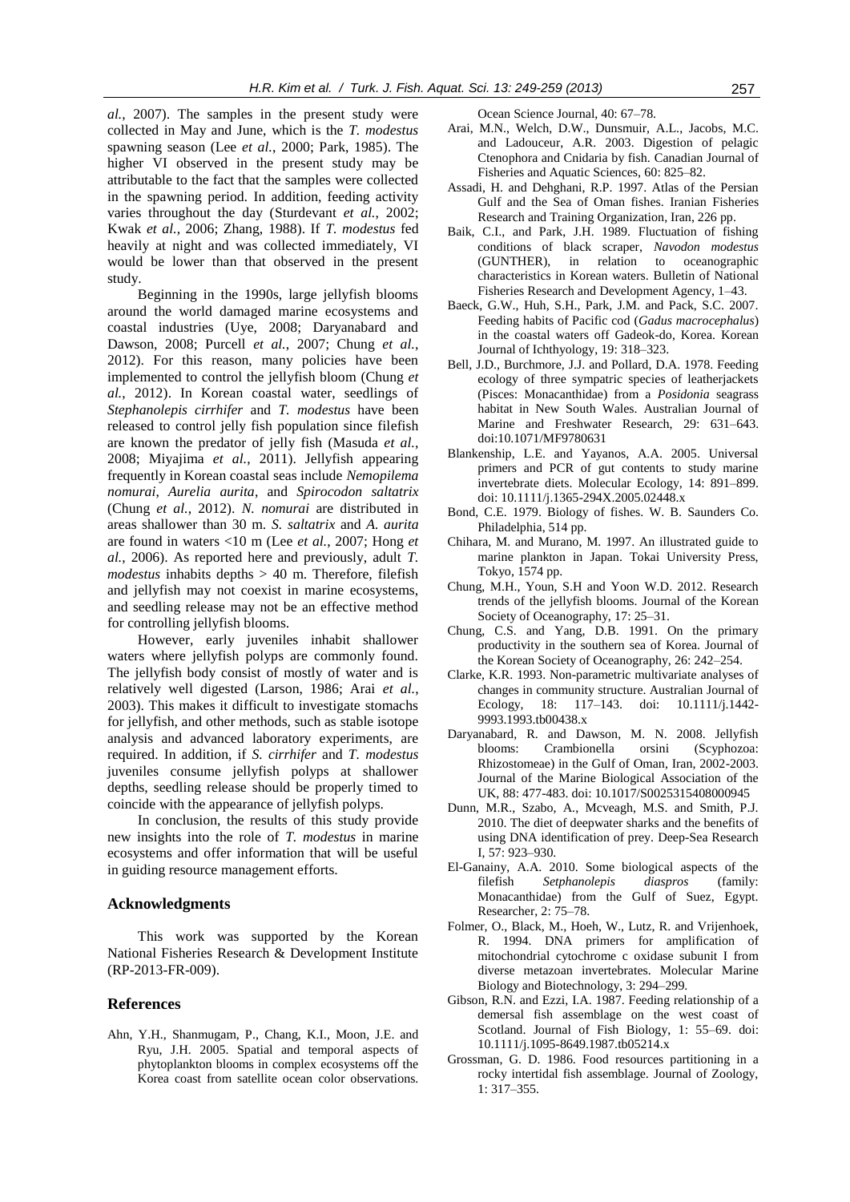*al.*, 2007). The samples in the present study were collected in May and June, which is the *T. modestus* spawning season (Lee *et al.*, 2000; Park, 1985). The higher VI observed in the present study may be attributable to the fact that the samples were collected in the spawning period. In addition, feeding activity varies throughout the day (Sturdevant *et al.*, 2002; Kwak *et al.*, 2006; Zhang, 1988). If *T. modestus* fed heavily at night and was collected immediately, VI would be lower than that observed in the present study.

Beginning in the 1990s, large jellyfish blooms around the world damaged marine ecosystems and coastal industries (Uye, 2008; Daryanabard and Dawson, 2008; Purcell *et al.*, 2007; Chung *et al.*, 2012). For this reason, many policies have been implemented to control the jellyfish bloom (Chung *et al.*, 2012). In Korean coastal water, seedlings of *Stephanolepis cirrhifer* and *T. modestus* have been released to control jelly fish population since filefish are known the predator of jelly fish (Masuda *et al.*, 2008; Miyajima *et al.*, 2011). Jellyfish appearing frequently in Korean coastal seas include *Nemopilema nomurai*, *Aurelia aurita*, and *Spirocodon saltatrix* (Chung *et al.*, 2012). *N. nomurai* are distributed in areas shallower than 30 m. *S. saltatrix* and *A. aurita* are found in waters <10 m (Lee *et al.*, 2007; Hong *et al.*, 2006). As reported here and previously, adult *T. modestus* inhabits depths > 40 m. Therefore, filefish and jellyfish may not coexist in marine ecosystems, and seedling release may not be an effective method for controlling jellyfish blooms.

However, early juveniles inhabit shallower waters where jellyfish polyps are commonly found. The jellyfish body consist of mostly of water and is relatively well digested (Larson, 1986; Arai *et al.*, 2003). This makes it difficult to investigate stomachs for jellyfish, and other methods, such as stable isotope analysis and advanced laboratory experiments, are required. In addition, if *S. cirrhifer* and *T. modestus* juveniles consume jellyfish polyps at shallower depths, seedling release should be properly timed to coincide with the appearance of jellyfish polyps.

In conclusion, the results of this study provide new insights into the role of *T. modestus* in marine ecosystems and offer information that will be useful in guiding resource management efforts.

## Acknowledgments

This work was supported by the Korean National Fisheries Research & Development Institute (RP-2013-FR-009).

## References

Ahn, Y.H., Shanmugam, P., Chang, K.I., Moon, J.E. and Ryu, J.H. 2005. Spatial and temporal aspects of phytoplankton blooms in complex ecosystems off the Korea coast from satellite ocean color observations. Ocean Science Journal, 40: 67–78.

Arai, M.N., Welch, D.W., Dunsmuir, A.L., Jacobs, M.C. and Ladouceur, A.R. 2003. Digestion of pelagic Ctenophora and Cnidaria by fish. Canadian Journal of Fisheries and Aquatic Sciences, 60: 825–82.

Assadi, H. and Dehghani, R.P. 1997. Atlas of the Persian Gulf and the Sea of Oman fishes. Iranian Fisheries Research and Training Organization, Iran, 226 pp.

Baik, C.I., and Park, J.H. 1989. Fluctuation of fishing conditions of black scraper, *Navodon modestus* (GUNTHER), in relation to oceanographic characteristics in Korean waters. Bulletin of National Fisheries Research and Development Agency, 1–43.

Baeck, G.W., Huh, S.H., Park, J.M. and Pack, S.C. 2007. Feeding habits of Pacific cod (*Gadus macrocephalus*) in the coastal waters off Gadeok-do, Korea. Korean Journal of Ichthyology, 19: 318–323.

Bell, J.D., Burchmore, J.J. and Pollard, D.A. 1978. Feeding ecology of three sympatric species of leatherjackets (Pisces: Monacanthidae) from a *Posidonia* seagrass habitat in New South Wales. Australian Journal of Marine and Freshwater Research, 29: 631–643. doi:10.1071/MF9780631

Blankenship, L.E. and Yayanos, A.A. 2005. Universal primers and PCR of gut contents to study marine invertebrate diets. Molecular Ecology, 14: 891–899. doi: 10.1111/j.1365-294X.2005.02448.x

Bond, C.E. 1979. Biology of fishes. W. B. Saunders Co. Philadelphia, 514 pp.

Chihara, M. and Murano, M. 1997. An illustrated guide to marine plankton in Japan. Tokai University Press, Tokyo, 1574 pp.

Chung, M.H., Youn, S.H and Yoon W.D. 2012. Research trends of the jellyfish blooms. Journal of the Korean Society of Oceanography, 17: 25–31.

Chung, C.S. and Yang, D.B. 1991. On the primary productivity in the southern sea of Korea. Journal of the Korean Society of Oceanography, 26: 242–254.

Clarke, K.R. 1993. Non-parametric multivariate analyses of changes in community structure. Australian Journal of Ecology, 18: 117–143. doi: 10.1111/j.1442-9993.1993.tb00438.x

Daryanabard, R. and Dawson, M. N. 2008. Jellyfish blooms: Crambionella orsini (Scyphozoa: Rhizostomeae) in the Gulf of Oman, Iran, 2002-2003. Journal of the Marine Biological Association of the UK, 88: 477-483. doi: 10.1017/S0025315408000945

Dunn, M.R., Szabo, A., Mcveagh, M.S. and Smith, P.J. 2010. The diet of deepwater sharks and the benefits of using DNA identification of prey. Deep-Sea Research I, 57: 923–930.

El-Ganainy, A.A. 2010. Some biological aspects of the filefish *Setphanolepis diaspros* (family: Monacanthidae) from the Gulf of Suez, Egypt. Researcher, 2: 75–78.

Folmer, O., Black, M., Hoeh, W., Lutz, R. and Vrijenhoek, R. 1994. DNA primers for amplification of mitochondrial cytochrome c oxidase subunit I from diverse metazoan invertebrates. Molecular Marine Biology and Biotechnology, 3: 294–299.

Gibson, R.N. and Ezzi, I.A. 1987. Feeding relationship of a demersal fish assemblage on the west coast of Scotland. Journal of Fish Biology, 1: 55–69. doi: 10.1111/j.1095-8649.1987.tb05214.x

Grossman, G. D. 1986. Food resources partitioning in a rocky intertidal fish assemblage. Journal of Zoology, 1: 317–355.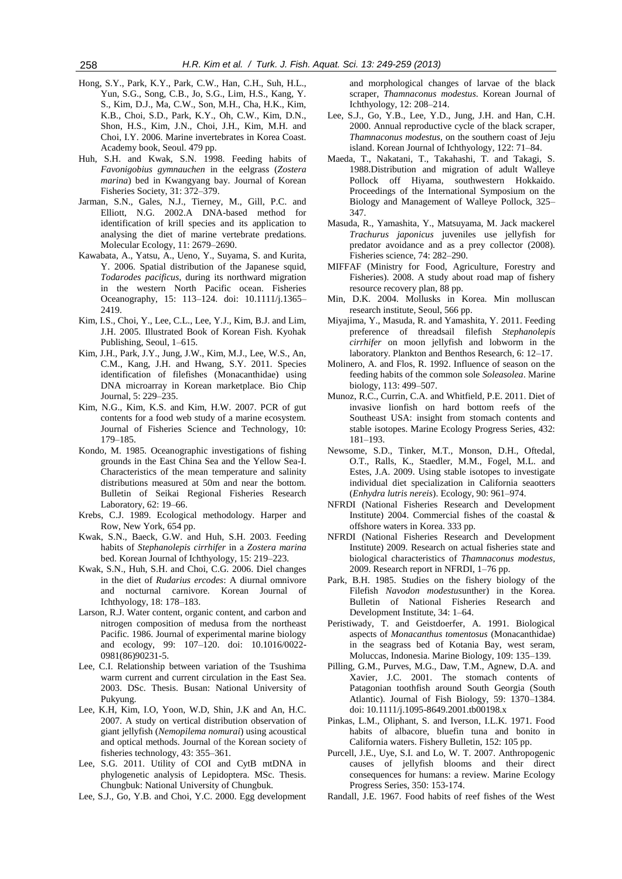Hong, S.Y., Park, K.Y., Park, C.W., Han, C.H., Suh, H.L., Yun, S.G., Song, C.B., Jo, S.G., Lim, H.S., Kang, Y. S., Kim, D.J., Ma, C.W., Son, M.H., Cha, H.K., Kim, K.B., Choi, S.D., Park, K.Y., Oh, C.W., Kim, D.N., Shon, H.S., Kim, J.N., Choi, J.H., Kim, M.H. and Choi, I.Y. 2006. Marine invertebrates in Korea Coast. Academy book, Seoul. 479 pp.

Huh, S.H. and Kwak, S.N. 1998. Feeding habits of *Favonigobius gymnauchen* in the eelgrass (*Zostera marina*) bed in Kwangyang bay. Journal of Korean Fisheries Society, 31: 372–379.

Jarman, S.N., Gales, N.J., Tierney, M., Gill, P.C. and Elliott, N.G. 2002.A DNA-based method for identification of krill species and its application to analysing the diet of marine vertebrate predations. Molecular Ecology, 11: 2679–2690.

Kawabata, A., Yatsu, A., Ueno, Y., Suyama, S. and Kurita, Y. 2006. Spatial distribution of the Japanese squid, *Todarodes pacificus*, during its northward migration in the western North Pacific ocean. Fisheries Oceanography, 15: 113–124. doi: 10.1111/j.1365–2419.

Kim, I.S., Choi, Y., Lee, C.L., Lee, Y.J., Kim, B.J. and Lim, J.H. 2005. Illustrated Book of Korean Fish. Kyohak Publishing, Seoul, 1–615.

Kim, J.H., Park, J.Y., Jung, J.W., Kim, M.J., Lee, W.S., An, C.M., Kang, J.H. and Hwang, S.Y. 2011. Species identification of filefishes (Monacanthidae) using DNA microarray in Korean marketplace. Bio Chip Journal, 5: 229–235.

Kim, N.G., Kim, K.S. and Kim, H.W. 2007. PCR of gut contents for a food web study of a marine ecosystem. Journal of Fisheries Science and Technology, 10: 179–185.

Kondo, M. 1985. Oceanographic investigations of fishing grounds in the East China Sea and the Yellow Sea-I. Characteristics of the mean temperature and salinity distributions measured at 50m and near the bottom. Bulletin of Seikai Regional Fisheries Research Laboratory, 62: 19–66.

Krebs, C.J. 1989. Ecological methodology. Harper and Row, New York, 654 pp.

Kwak, S.N., Baeck, G.W. and Huh, S.H. 2003. Feeding habits of *Stephanolepis cirrhifer* in a *Zostera marina* bed. Korean Journal of Ichthyology, 15: 219–223.

Kwak, S.N., Huh, S.H. and Choi, C.G. 2006. Diel changes in the diet of *Rudarius ercodes*: A diurnal omnivore and nocturnal carnivore. Korean Journal of Ichthyology, 18: 178–183.

Larson, R.J. Water content, organic content, and carbon and nitrogen composition of medusa from the northeast Pacific. 1986. Journal of experimental marine biology and ecology, 99: 107–120. doi: 10.1016/0022-0981(86)90231-5.

Lee, C.I. Relationship between variation of the Tsushima warm current and current circulation in the East Sea. 2003. DSc. Thesis. Busan: National University of Pukyung.

Lee, K.H, Kim, I.O, Yoon, W.D, Shin, J.K and An, H.C. 2007. A study on vertical distribution observation of giant jellyfish (*Nemopilema nomurai*) using acoustical and optical methods. Journal of the Korean society of fisheries technology, 43: 355–361.

Lee, S.G. 2011. Utility of COI and CytB mtDNA in phylogenetic analysis of Lepidoptera. MSc. Thesis. Chungbuk: National University of Chungbuk.

Lee, S.J., Go, Y.B. and Choi, Y.C. 2000. Egg development and morphological changes of larvae of the black scraper, *Thamnaconus modestus*. Korean Journal of Ichthyology, 12: 208–214.

Lee, S.J., Go, Y.B., Lee, Y.D., Jung, J.H. and Han, C.H. 2000. Annual reproductive cycle of the black scraper, *Thamnaconus modestus*, on the southern coast of Jeju island. Korean Journal of Ichthyology, 122: 71–84.

Maeda, T., Nakatani, T., Takahashi, T. and Takagi, S. 1988.Distribution and migration of adult Walleye Pollock off Hiyama, southwestern Hokkaido. Proceedings of the International Symposium on the Biology and Management of Walleye Pollock, 325–347.

Masuda, R., Yamashita, Y., Matsuyama, M. Jack mackerel *Trachurus japonicus* juveniles use jellyfish for predator avoidance and as a prey collector (2008). Fisheries science, 74: 282–290.

MIFFAF (Ministry for Food, Agriculture, Forestry and Fisheries). 2008. A study about road map of fishery resource recovery plan, 88 pp.

Min, D.K. 2004. Mollusks in Korea. Min molluscan research institute, Seoul, 566 pp.

Miyajima, Y., Masuda, R. and Yamashita, Y. 2011. Feeding preference of threadsail filefish *Stephanolepis cirrhifer* on moon jellyfish and lobworm in the laboratory. Plankton and Benthos Research, 6: 12–17.

Molinero, A. and Flos, R. 1992. Influence of season on the feeding habits of the common sole *Soleasolea*. Marine biology, 113: 499–507.

Munoz, R.C., Currin, C.A. and Whitfield, P.E. 2011. Diet of invasive lionfish on hard bottom reefs of the Southeast USA: insight from stomach contents and stable isotopes. Marine Ecology Progress Series, 432: 181–193.

Newsome, S.D., Tinker, M.T., Monson, D.H., Oftedal, O.T., Ralls, K., Staedler, M.M., Fogel, M.L. and Estes, J.A. 2009. Using stable isotopes to investigate individual diet specialization in California seaotters (*Enhydra lutris nereis*). Ecology, 90: 961–974.

NFRDI (National Fisheries Research and Development Institute) 2004. Commercial fishes of the coastal & offshore waters in Korea. 333 pp.

NFRDI (National Fisheries Research and Development Institute) 2009. Research on actual fisheries state and biological characteristics of *Thamnaconus modestus*, 2009. Research report in NFRDI, 1–76 pp.

Park, B.H. 1985. Studies on the fishery biology of the Filefish *Navodon modestus*unther) in the Korea. Bulletin of National Fisheries Research and Development Institute, 34: 1–64.

Peristiwady, T. and Geistdoerfer, A. 1991. Biological aspects of *Monacanthus tomentosus* (Monacanthidae) in the seagrass bed of Kotania Bay, west seram, Moluccas, Indonesia. Marine Biology, 109: 135–139.

Pilling, G.M., Purves, M.G., Daw, T.M., Agnew, D.A. and Xavier, J.C. 2001. The stomach contents of Patagonian toothfish around South Georgia (South Atlantic). Journal of Fish Biology, 59: 1370–1384. doi: 10.1111/j.1095-8649.2001.tb00198.x

Pinkas, L.M., Oliphant, S. and Iverson, I.L.K. 1971. Food habits of albacore, bluefin tuna and bonito in California waters. Fishery Bulletin, 152: 105 pp.

Purcell, J.E., Uye, S.I. and Lo, W. T. 2007. Anthropogenic causes of jellyfish blooms and their direct consequences for humans: a review. Marine Ecology Progress Series, 350: 153-174.

Randall, J.E. 1967. Food habits of reef fishes of the West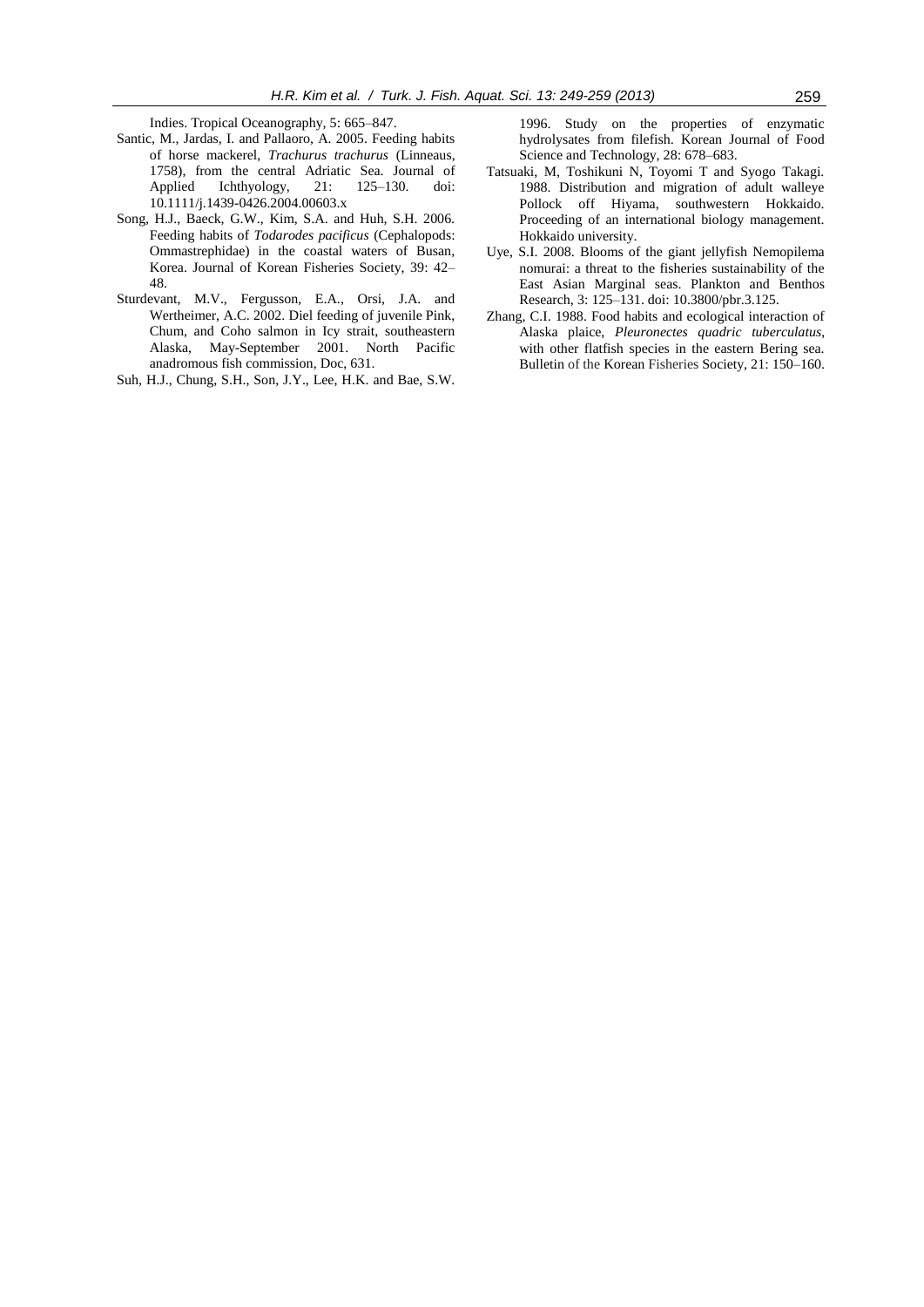Indies. Tropical Oceanography, 5: 665–847.

Santic, M., Jardas, I. and Pallaoro, A. 2005. Feeding habits of horse mackerel, *Trachurus trachurus* (Linneaus, 1758), from the central Adriatic Sea. Journal of Applied Ichthyology, 21: 125–130. doi: 10.1111/j.1439-0426.2004.00603.x

Song, H.J., Baeck, G.W., Kim, S.A. and Huh, S.H. 2006. Feeding habits of *Todarodes pacificus* (Cephalopods: Ommastrephidae) in the coastal waters of Busan, Korea. Journal of Korean Fisheries Society, 39: 42–48.

Sturdevant, M.V., Fergusson, E.A., Orsi, J.A. and Wertheimer, A.C. 2002. Diel feeding of juvenile Pink, Chum, and Coho salmon in Icy strait, southeastern Alaska, May-September 2001. North Pacific anadromous fish commission, Doc, 631.

Suh, H.J., Chung, S.H., Son, J.Y., Lee, H.K. and Bae, S.W. 1996. Study on the properties of enzymatic hydrolysates from filefish. Korean Journal of Food Science and Technology, 28: 678–683.

Tatsuaki, M, Toshikuni N, Toyomi T and Syogo Takagi. 1988. Distribution and migration of adult walleye Pollock off Hiyama, southwestern Hokkaido. Proceeding of an international biology management. Hokkaido university.

Uye, S.I. 2008. Blooms of the giant jellyfish Nemopilema nomurai: a threat to the fisheries sustainability of the East Asian Marginal seas. Plankton and Benthos Research, 3: 125–131. doi: 10.3800/pbr.3.125.

Zhang, C.I. 1988. Food habits and ecological interaction of Alaska plaice, *Pleuronectes quadric tuberculatus*, with other flatfish species in the eastern Bering sea. Bulletin of the Korean Fisheries Society, 21: 150–160.